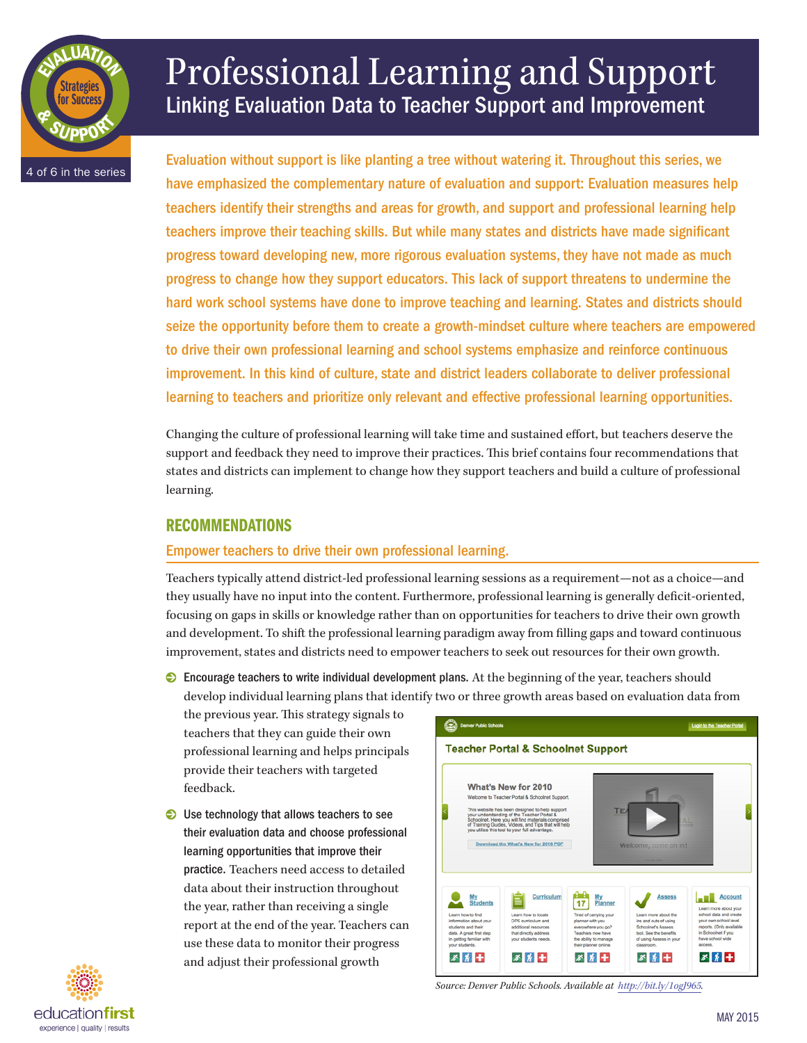# Professional Learning and Support

## Linking Evaluation Data to Teacher Support and Improvement

4 of 6 in the series

**Evaluation without support is like planting a tree without watering it. Throughout this series, we have emphasized the complementary nature of evaluation and support: Evaluation measures help teachers identify their strengths and areas for growth, and support and professional learning help teachers improve their teaching skills. But while many states and districts have made significant progress toward developing new, more rigorous evaluation systems, they have not made as much progress to change how they support educators. This lack of support threatens to undermine the hard work school systems have done to improve teaching and learning. States and districts should seize the opportunity before them to create a growth-mindset culture where teachers are empowered to drive their own professional learning and school systems emphasize and reinforce continuous improvement. In this kind of culture, state and district leaders collaborate to deliver professional learning to teachers and prioritize only relevant and effective professional learning opportunities.**

Changing the culture of professional learning will take time and sustained effort, but teachers deserve the support and feedback they need to improve their practices. This brief contains four recommendations that states and districts can implement to change how they support teachers and build a culture of professional learning.

## RECOMMENDATIONS

### Empower teachers to drive their own professional learning.

Teachers typically attend district-led professional learning sessions as a requirement—not as a choice—and they usually have no input into the content. Furthermore, professional learning is generally deficit-oriented, focusing on gaps in skills or knowledge rather than on opportunities for teachers to drive their own growth and development. To shift the professional learning paradigm away from filling gaps and toward continuous improvement, states and districts need to empower teachers to seek out resources for their own growth.

- **Encourage teachers to write individual development plans.** At the beginning of the year, teachers should develop individual learning plans that identify two or three growth areas based on evaluation data from the previous year. This strategy signals to teachers that they can guide their own professional learning and helps principals provide their teachers with targeted feedback.
- **Use technology that allows teachers to see their evaluation data and choose professional learning opportunities that improve their practice.** Teachers need access to detailed data about their instruction throughout the year, rather than receiving a single report at the end of the year. Teachers can use these data to monitor their progress and adjust their professional growth

*Source: Denver Public Schools. Available at http://bit.ly/1ogJ965.*

MAY 2015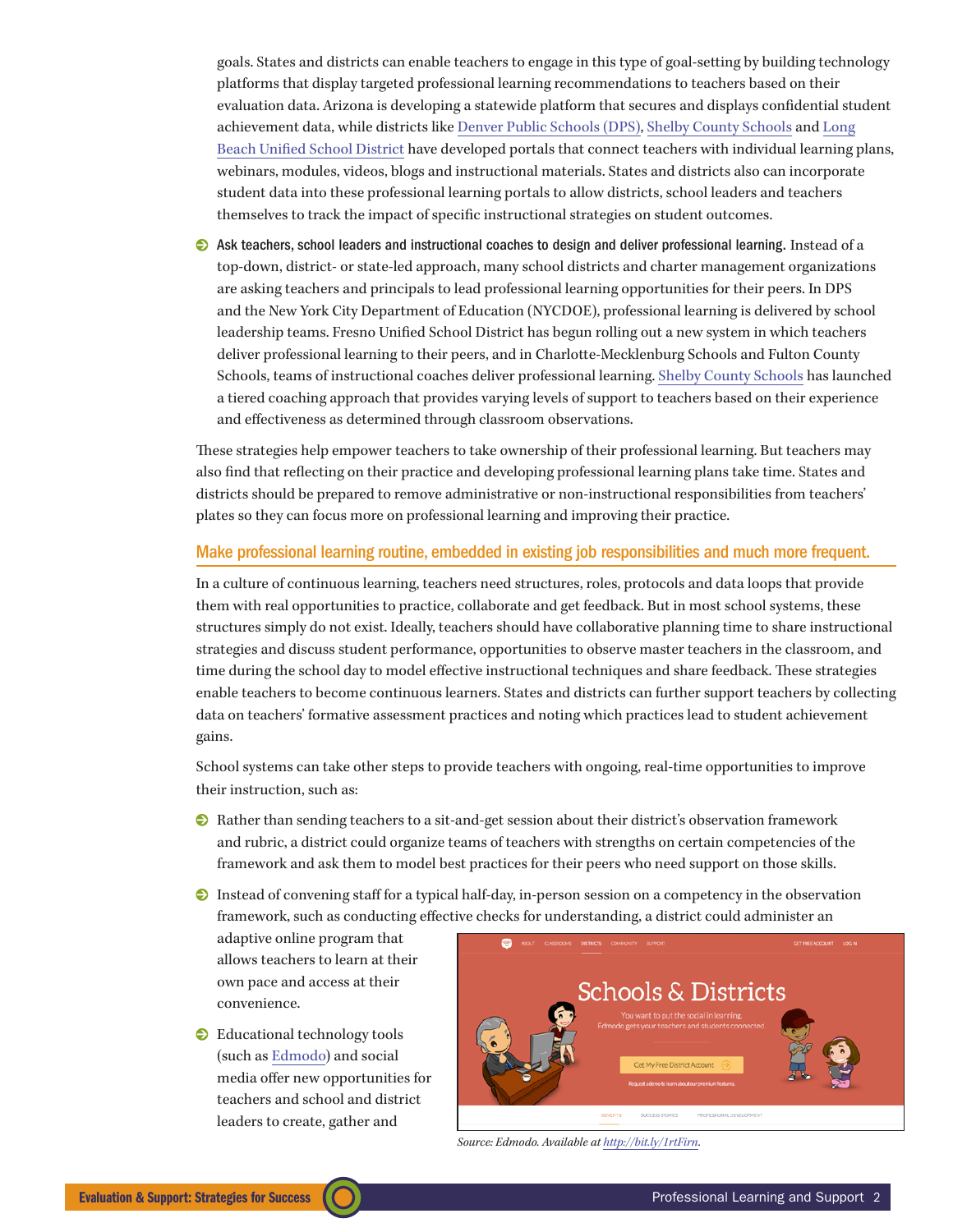goals. States and districts can enable teachers to engage in this type of goal-setting by building technology platforms that display targeted professional learning recommendations to teachers based on their evaluation data. Arizona is developing a statewide platform that secures and displays confidential student achievement data, while districts like Denver Public Schools (DPS), Shelby County Schools and Long Beach Unified School District have developed portals that connect teachers with individual learning plans, webinars, modules, videos, blogs and instructional materials. States and districts also can incorporate student data into these professional learning portals to allow districts, school leaders and teachers themselves to track the impact of specific instructional strategies on student outcomes.

- **Ask teachers, school leaders and instructional coaches to design and deliver professional learning.** Instead of a top-down, district- or state-led approach, many school districts and charter management organizations are asking teachers and principals to lead professional learning opportunities for their peers. In DPS and the New York City Department of Education (NYCDOE), professional learning is delivered by school leadership teams. Fresno Unified School District has begun rolling out a new system in which teachers deliver professional learning to their peers, and in Charlotte-Mecklenburg Schools and Fulton County Schools, teams of instructional coaches deliver professional learning. Shelby County Schools has launched a tiered coaching approach that provides varying levels of support to teachers based on their experience and effectiveness as determined through classroom observations.

These strategies help empower teachers to take ownership of their professional learning. But teachers may also find that reflecting on their practice and developing professional learning plans take time. States and districts should be prepared to remove administrative or non-instructional responsibilities from teachers' plates so they can focus more on professional learning and improving their practice.

## Make professional learning routine, embedded in existing job responsibilities and much more frequent.

In a culture of continuous learning, teachers need structures, roles, protocols and data loops that provide them with real opportunities to practice, collaborate and get feedback. But in most school systems, these structures simply do not exist. Ideally, teachers should have collaborative planning time to share instructional strategies and discuss student performance, opportunities to observe master teachers in the classroom, and time during the school day to model effective instructional techniques and share feedback. These strategies enable teachers to become continuous learners. States and districts can further support teachers by collecting data on teachers' formative assessment practices and noting which practices lead to student achievement gains.

School systems can take other steps to provide teachers with ongoing, real-time opportunities to improve their instruction, such as:

- Rather than sending teachers to a sit-and-get session about their district's observation framework and rubric, a district could organize teams of teachers with strengths on certain competencies of the framework and ask them to model best practices for their peers who need support on those skills.
- Instead of convening staff for a typical half-day, in-person session on a competency in the observation framework, such as conducting effective checks for understanding, a district could administer an adaptive online program that allows teachers to learn at their own pace and access at their convenience.
- Educational technology tools (such as Edmodo) and social media offer new opportunities for teachers and school and district leaders to create, gather and

*Source: Edmodo. Available at http://bit.ly/1rtFirn.*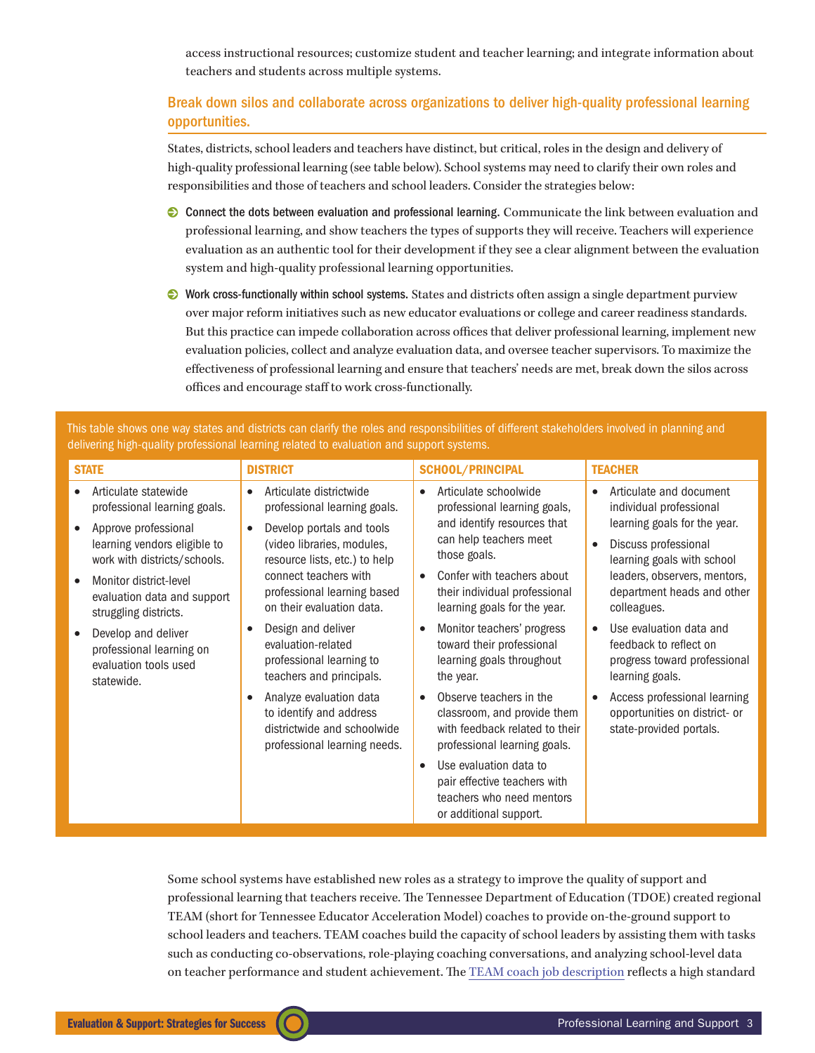access instructional resources; customize student and teacher learning; and integrate information about teachers and students across multiple systems.

## Break down silos and collaborate across organizations to deliver high-quality professional learning opportunities.

States, districts, school leaders and teachers have distinct, but critical, roles in the design and delivery of high-quality professional learning (see table below). School systems may need to clarify their own roles and responsibilities and those of teachers and school leaders. Consider the strategies below:

- **Connect the dots between evaluation and professional learning.** Communicate the link between evaluation and professional learning, and show teachers the types of supports they will receive. Teachers will experience evaluation as an authentic tool for their development if they see a clear alignment between the evaluation system and high-quality professional learning opportunities.
- **Work cross-functionally within school systems.** States and districts often assign a single department purview over major reform initiatives such as new educator evaluations or college and career readiness standards. But this practice can impede collaboration across offices that deliver professional learning, implement new evaluation policies, collect and analyze evaluation data, and oversee teacher supervisors. To maximize the effectiveness of professional learning and ensure that teachers' needs are met, break down the silos across offices and encourage staff to work cross-functionally.

This table shows one way states and districts can clarify the roles and responsibilities of different stakeholders involved in planning and delivering high-quality professional learning related to evaluation and support systems.

| STATE | DISTRICT | SCHOOL/PRINCIPAL | TEACHER |
|---|---|---|---|
| • Articulate statewide professional learning goals.<br>• Approve professional learning vendors eligible to work with districts/schools.<br>• Monitor district-level evaluation data and support struggling districts.<br>• Develop and deliver professional learning on evaluation tools used statewide. | • Articulate districtwide professional learning goals.<br>• Develop portals and tools (video libraries, modules, resource lists, etc.) to help connect teachers with professional learning based on their evaluation data.<br>• Design and deliver evaluation-related professional learning to teachers and principals.<br>• Analyze evaluation data to identify and address districtwide and schoolwide professional learning needs. | • Articulate schoolwide professional learning goals, and identify resources that can help teachers meet those goals.<br>• Confer with teachers about their individual professional learning goals for the year.<br>• Monitor teachers' progress toward their professional learning goals throughout the year.<br>• Observe teachers in the classroom, and provide them with feedback related to their professional learning goals.<br>• Use evaluation data to pair effective teachers with teachers who need mentors or additional support. | • Articulate and document individual professional learning goals for the year.<br>• Discuss professional learning goals with school leaders, observers, mentors, department heads and other colleagues.<br>• Use evaluation data and feedback to reflect on progress toward professional learning goals.<br>• Access professional learning opportunities on district- or state-provided portals. |

Some school systems have established new roles as a strategy to improve the quality of support and professional learning that teachers receive. The Tennessee Department of Education (TDOE) created regional TEAM (short for Tennessee Educator Acceleration Model) coaches to provide on-the-ground support to school leaders and teachers. TEAM coaches build the capacity of school leaders by assisting them with tasks such as conducting co-observations, role-playing coaching conversations, and analyzing school-level data on teacher performance and student achievement. The TEAM coach job description reflects a high standard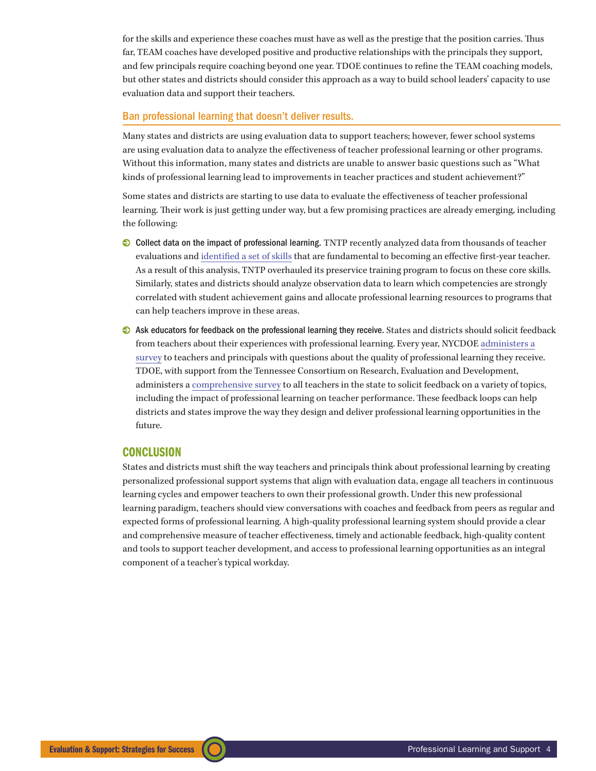for the skills and experience these coaches must have as well as the prestige that the position carries. Thus far, TEAM coaches have developed positive and productive relationships with the principals they support, and few principals require coaching beyond one year. TDOE continues to refine the TEAM coaching models, but other states and districts should consider this approach as a way to build school leaders' capacity to use evaluation data and support their teachers.

### Ban professional learning that doesn't deliver results.

Many states and districts are using evaluation data to support teachers; however, fewer school systems are using evaluation data to analyze the effectiveness of teacher professional learning or other programs. Without this information, many states and districts are unable to answer basic questions such as "What kinds of professional learning lead to improvements in teacher practices and student achievement?"

Some states and districts are starting to use data to evaluate the effectiveness of teacher professional learning. Their work is just getting under way, but a few promising practices are already emerging, including the following:

- **Collect data on the impact of professional learning.** TNTP recently analyzed data from thousands of teacher evaluations and identified a set of skills that are fundamental to becoming an effective first-year teacher. As a result of this analysis, TNTP overhauled its preservice training program to focus on these core skills. Similarly, states and districts should analyze observation data to learn which competencies are strongly correlated with student achievement gains and allocate professional learning resources to programs that can help teachers improve in these areas.
- **Ask educators for feedback on the professional learning they receive.** States and districts should solicit feedback from teachers about their experiences with professional learning. Every year, NYCDOE administers a survey to teachers and principals with questions about the quality of professional learning they receive. TDOE, with support from the Tennessee Consortium on Research, Evaluation and Development, administers a comprehensive survey to all teachers in the state to solicit feedback on a variety of topics, including the impact of professional learning on teacher performance. These feedback loops can help districts and states improve the way they design and deliver professional learning opportunities in the future.

## CONCLUSION

States and districts must shift the way teachers and principals think about professional learning by creating personalized professional support systems that align with evaluation data, engage all teachers in continuous learning cycles and empower teachers to own their professional growth. Under this new professional learning paradigm, teachers should view conversations with coaches and feedback from peers as regular and expected forms of professional learning. A high-quality professional learning system should provide a clear and comprehensive measure of teacher effectiveness, timely and actionable feedback, high-quality content and tools to support teacher development, and access to professional learning opportunities as an integral component of a teacher's typical workday.